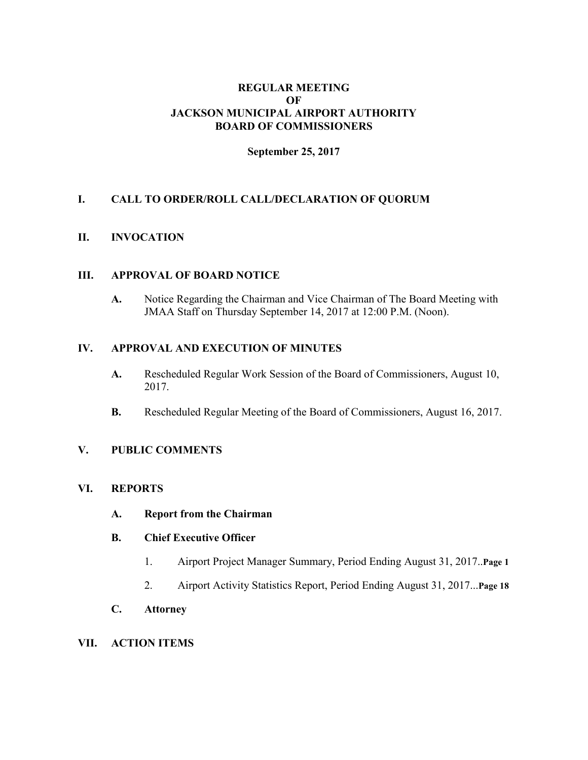# REGULAR MEETING
# OF
# JACKSON MUNICIPAL AIRPORT AUTHORITY
# BOARD OF COMMISSIONERS

**September 25, 2017**

## I. CALL TO ORDER/ROLL CALL/DECLARATION OF QUORUM

## II. INVOCATION

## III. APPROVAL OF BOARD NOTICE

**A.** Notice Regarding the Chairman and Vice Chairman of The Board Meeting with JMAA Staff on Thursday September 14, 2017 at 12:00 P.M. (Noon).

## IV. APPROVAL AND EXECUTION OF MINUTES

**A.** Rescheduled Regular Work Session of the Board of Commissioners, August 10, 2017.

**B.** Rescheduled Regular Meeting of the Board of Commissioners, August 16, 2017.

## V. PUBLIC COMMENTS

## VI. REPORTS

**A. Report from the Chairman**

**B. Chief Executive Officer**

1. Airport Project Manager Summary, Period Ending August 31, 2017..**Page 1**
2. Airport Activity Statistics Report, Period Ending August 31, 2017...**Page 18**

**C. Attorney**

## VII. ACTION ITEMS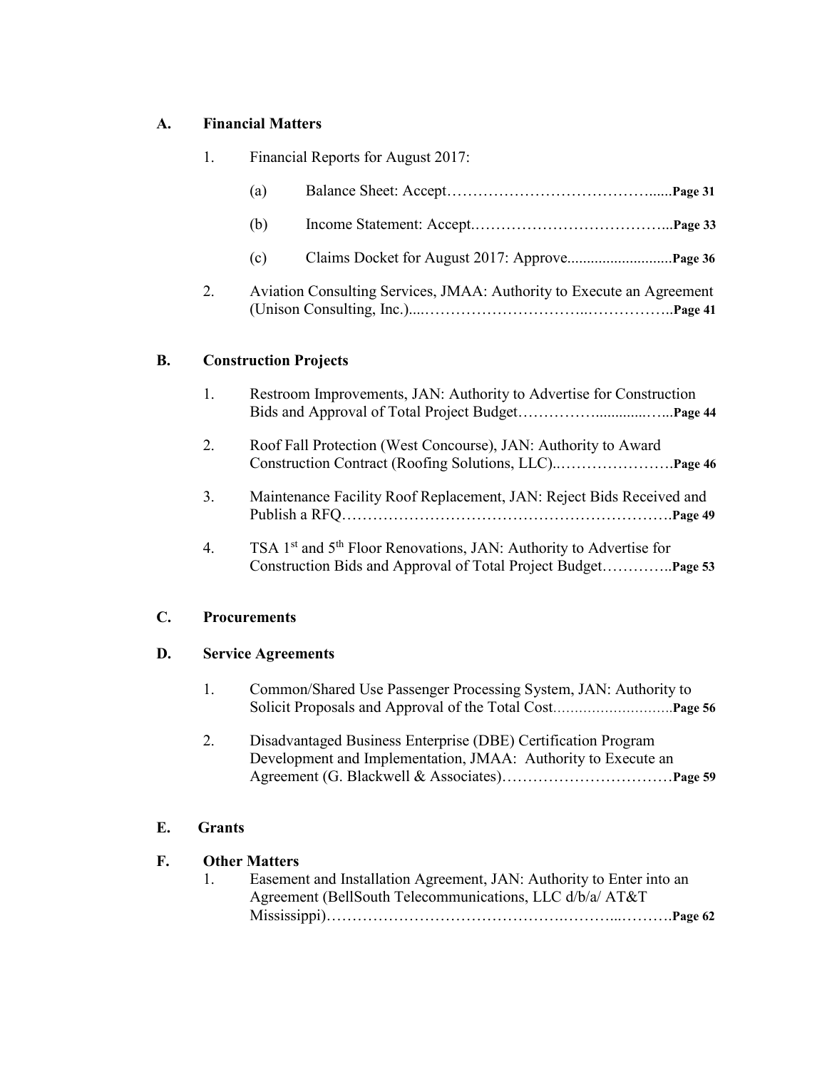**A. Financial Matters**

1. Financial Reports for August 2017:

   (a) Balance Sheet: Accept…………………………………......**Page 31**

   (b) Income Statement: Accept.………………………………...**Page 33**

   (c) Claims Docket for August 2017: Approve...........................**Page 36**

2. Aviation Consulting Services, JMAA: Authority to Execute an Agreement (Unison Consulting, Inc.)....…………………………..……………..**Page 41**

**B. Construction Projects**

1. Restroom Improvements, JAN: Authority to Advertise for Construction Bids and Approval of Total Project Budget……………...........…...**Page 44**

2. Roof Fall Protection (West Concourse), JAN: Authority to Award Construction Contract (Roofing Solutions, LLC).……………………**Page 46**

3. Maintenance Facility Roof Replacement, JAN: Reject Bids Received and Publish a RFQ……………………………………………………….**Page 49**

4. TSA 1st and 5th Floor Renovations, JAN: Authority to Advertise for Construction Bids and Approval of Total Project Budget…………..**Page 53**

**C. Procurements**

**D. Service Agreements**

1. Common/Shared Use Passenger Processing System, JAN: Authority to Solicit Proposals and Approval of the Total Cost……………………….**Page 56**

2. Disadvantaged Business Enterprise (DBE) Certification Program Development and Implementation, JMAA: Authority to Execute an Agreement (G. Blackwell & Associates)……………………………**Page 59**

**E. Grants**

**F. Other Matters**

1. Easement and Installation Agreement, JAN: Authority to Enter into an Agreement (BellSouth Telecommunications, LLC d/b/a/ AT&T Mississippi)…………………………………….………...……….**Page 62**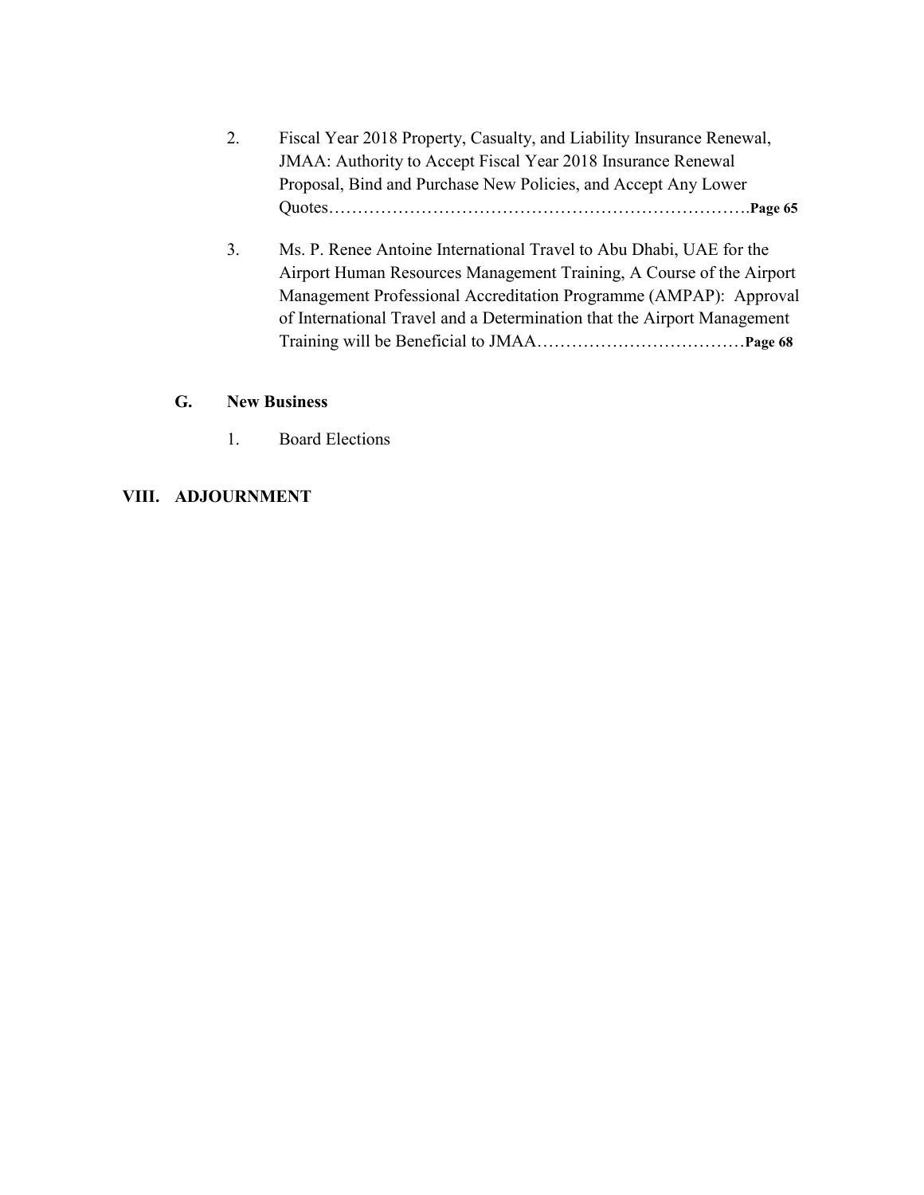2. Fiscal Year 2018 Property, Casualty, and Liability Insurance Renewal, JMAA: Authority to Accept Fiscal Year 2018 Insurance Renewal Proposal, Bind and Purchase New Policies, and Accept Any Lower Quotes…………………………………………………………………**Page 65**

3. Ms. P. Renee Antoine International Travel to Abu Dhabi, UAE for the Airport Human Resources Management Training, A Course of the Airport Management Professional Accreditation Programme (AMPAP): Approval of International Travel and a Determination that the Airport Management Training will be Beneficial to JMAA………………………………**Page 68**

**G. New Business**

1. Board Elections

**VIII. ADJOURNMENT**